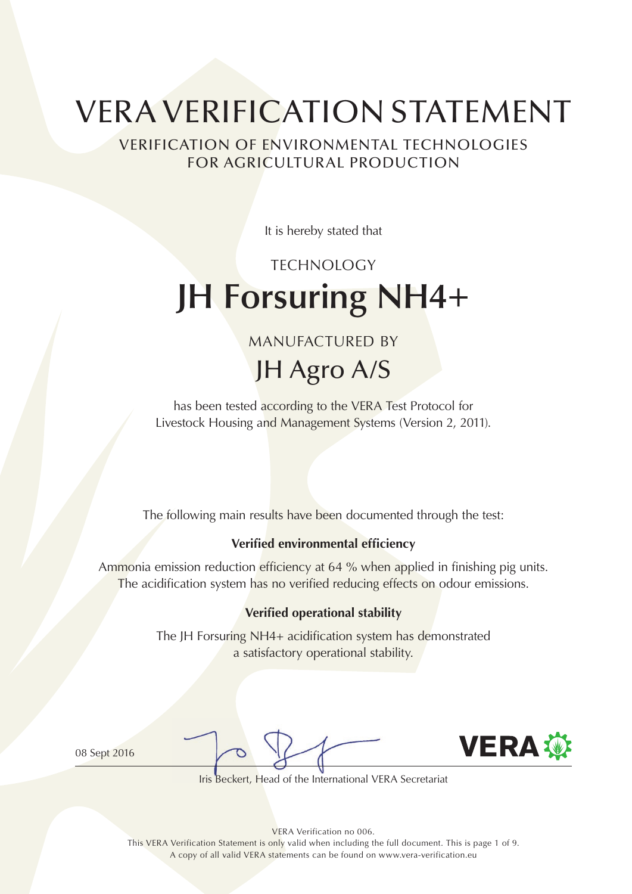# VERA VERIFICATION STATEMENT

## VERIFICATION OF ENVIRONMENTAL TECHNOLOGIES FOR AGRICULTURAL PRODUCTION

It is hereby stated that

TECHNOLOGY

# JH Forsuring NH4+

MANUFACTURED BY

## JH Agro A/S

has been tested according to the VERA Test Protocol for Livestock Housing and Management Systems (Version 2, 2011).

The following main results have been documented through the test:

**Verified environmental efficiency**

Ammonia emission reduction efficiency at 64 % when applied in finishing pig units. The acidification system has no verified reducing effects on odour emissions.

**Verified operational stability**

The JH Forsuring NH4+ acidification system has demonstrated a satisfactory operational stability.

08 Sept 2016

Iris Beckert, Head of the International VERA Secretariat

VERA

VERA Verification no 006.
This VERA Verification Statement is only valid when including the full document. This is page 1 of 9.
A copy of all valid VERA statements can be found on www.vera-verification.eu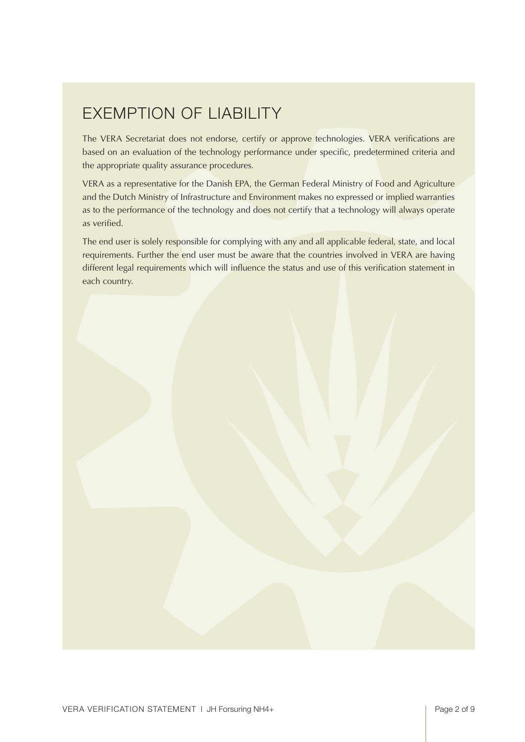# EXEMPTION OF LIABILITY

The VERA Secretariat does not endorse, certify or approve technologies. VERA verifications are based on an evaluation of the technology performance under specific, predetermined criteria and the appropriate quality assurance procedures.

VERA as a representative for the Danish EPA, the German Federal Ministry of Food and Agriculture and the Dutch Ministry of Infrastructure and Environment makes no expressed or implied warranties as to the performance of the technology and does not certify that a technology will always operate as verified.

The end user is solely responsible for complying with any and all applicable federal, state, and local requirements. Further the end user must be aware that the countries involved in VERA are having different legal requirements which will influence the status and use of this verification statement in each country.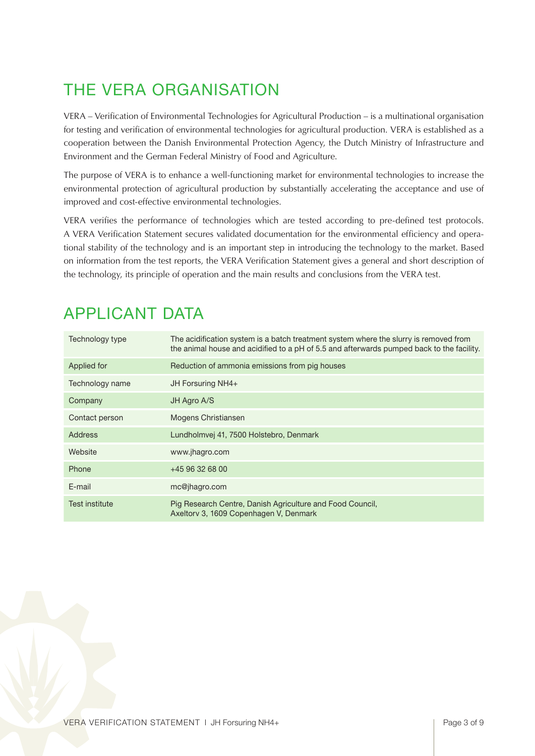# THE VERA ORGANISATION

VERA – Verification of Environmental Technologies for Agricultural Production – is a multinational organisation for testing and verification of environmental technologies for agricultural production. VERA is established as a cooperation between the Danish Environmental Protection Agency, the Dutch Ministry of Infrastructure and Environment and the German Federal Ministry of Food and Agriculture.

The purpose of VERA is to enhance a well-functioning market for environmental technologies to increase the environmental protection of agricultural production by substantially accelerating the acceptance and use of improved and cost-effective environmental technologies.

VERA verifies the performance of technologies which are tested according to pre-defined test protocols. A VERA Verification Statement secures validated documentation for the environmental efficiency and operational stability of the technology and is an important step in introducing the technology to the market. Based on information from the test reports, the VERA Verification Statement gives a general and short description of the technology, its principle of operation and the main results and conclusions from the VERA test.

# APPLICANT DATA

| | |
|---|---|
| Technology type | The acidification system is a batch treatment system where the slurry is removed from the animal house and acidified to a pH of 5.5 and afterwards pumped back to the facility. |
| Applied for | Reduction of ammonia emissions from pig houses |
| Technology name | JH Forsuring NH4+ |
| Company | JH Agro A/S |
| Contact person | Mogens Christiansen |
| Address | Lundholmvej 41, 7500 Holstebro, Denmark |
| Website | www.jhagro.com |
| Phone | +45 96 32 68 00 |
| E-mail | mc@jhagro.com |
| Test institute | Pig Research Centre, Danish Agriculture and Food Council, Axeltorv 3, 1609 Copenhagen V, Denmark |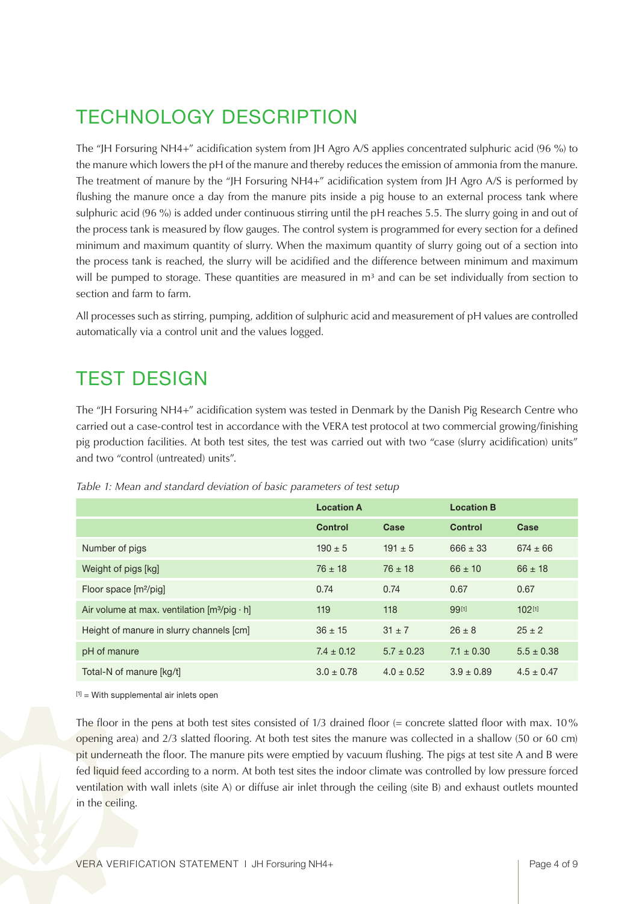## TECHNOLOGY DESCRIPTION

The "JH Forsuring NH4+" acidification system from JH Agro A/S applies concentrated sulphuric acid (96 %) to the manure which lowers the pH of the manure and thereby reduces the emission of ammonia from the manure. The treatment of manure by the "JH Forsuring NH4+" acidification system from JH Agro A/S is performed by flushing the manure once a day from the manure pits inside a pig house to an external process tank where sulphuric acid (96 %) is added under continuous stirring until the pH reaches 5.5. The slurry going in and out of the process tank is measured by flow gauges. The control system is programmed for every section for a defined minimum and maximum quantity of slurry. When the maximum quantity of slurry going out of a section into the process tank is reached, the slurry will be acidified and the difference between minimum and maximum will be pumped to storage. These quantities are measured in $m^3$ and can be set individually from section to section and farm to farm.

All processes such as stirring, pumping, addition of sulphuric acid and measurement of pH values are controlled automatically via a control unit and the values logged.

## TEST DESIGN

The "JH Forsuring NH4+" acidification system was tested in Denmark by the Danish Pig Research Centre who carried out a case-control test in accordance with the VERA test protocol at two commercial growing/finishing pig production facilities. At both test sites, the test was carried out with two "case (slurry acidification) units" and two "control (untreated) units".

*Table 1: Mean and standard deviation of basic parameters of test setup*

| | **Location A** | | **Location B** | |
|---|---|---|---|---|
| | **Control** | **Case** | **Control** | **Case** |
| Number of pigs | 190 ± 5 | 191 ± 5 | 666 ± 33 | 674 ± 66 |
| Weight of pigs [kg] | 76 ± 18 | 76 ± 18 | 66 ± 10 | 66 ± 18 |
| Floor space [$m^2$/pig] | 0.74 | 0.74 | 0.67 | 0.67 |
| Air volume at max. ventilation [$m^3$/pig · h] | 119 | 118 | 99[1] | 102[1] |
| Height of manure in slurry channels [cm] | 36 ± 15 | 31 ± 7 | 26 ± 8 | 25 ± 2 |
| pH of manure | 7.4 ± 0.12 | 5.7 ± 0.23 | 7.1 ± 0.30 | 5.5 ± 0.38 |
| Total-N of manure [kg/t] | 3.0 ± 0.78 | 4.0 ± 0.52 | 3.9 ± 0.89 | 4.5 ± 0.47 |

[1] = With supplemental air inlets open

The floor in the pens at both test sites consisted of 1/3 drained floor (= concrete slatted floor with max. 10% opening area) and 2/3 slatted flooring. At both test sites the manure was collected in a shallow (50 or 60 cm) pit underneath the floor. The manure pits were emptied by vacuum flushing. The pigs at test site A and B were fed liquid feed according to a norm. At both test sites the indoor climate was controlled by low pressure forced ventilation with wall inlets (site A) or diffuse air inlet through the ceiling (site B) and exhaust outlets mounted in the ceiling.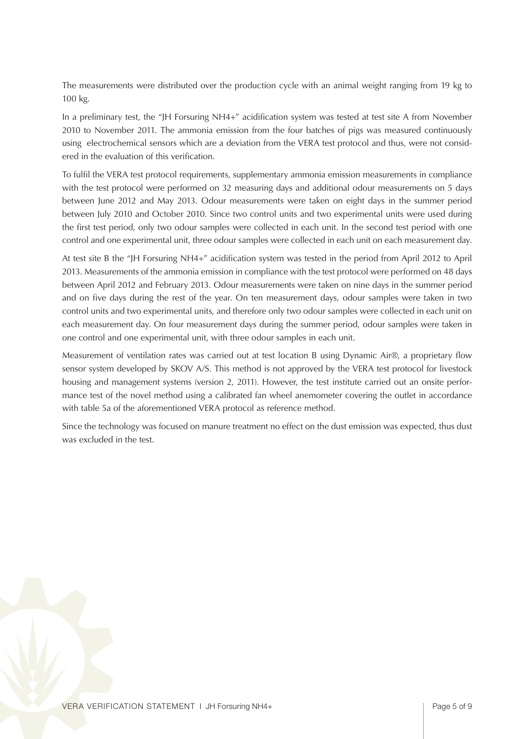The measurements were distributed over the production cycle with an animal weight ranging from 19 kg to 100 kg.

In a preliminary test, the "JH Forsuring NH4+" acidification system was tested at test site A from November 2010 to November 2011. The ammonia emission from the four batches of pigs was measured continuously using electrochemical sensors which are a deviation from the VERA test protocol and thus, were not considered in the evaluation of this verification.

To fulfil the VERA test protocol requirements, supplementary ammonia emission measurements in compliance with the test protocol were performed on 32 measuring days and additional odour measurements on 5 days between June 2012 and May 2013. Odour measurements were taken on eight days in the summer period between July 2010 and October 2010. Since two control units and two experimental units were used during the first test period, only two odour samples were collected in each unit. In the second test period with one control and one experimental unit, three odour samples were collected in each unit on each measurement day.

At test site B the "JH Forsuring NH4+" acidification system was tested in the period from April 2012 to April 2013. Measurements of the ammonia emission in compliance with the test protocol were performed on 48 days between April 2012 and February 2013. Odour measurements were taken on nine days in the summer period and on five days during the rest of the year. On ten measurement days, odour samples were taken in two control units and two experimental units, and therefore only two odour samples were collected in each unit on each measurement day. On four measurement days during the summer period, odour samples were taken in one control and one experimental unit, with three odour samples in each unit.

Measurement of ventilation rates was carried out at test location B using Dynamic Air®, a proprietary flow sensor system developed by SKOV A/S. This method is not approved by the VERA test protocol for livestock housing and management systems (version 2, 2011). However, the test institute carried out an onsite performance test of the novel method using a calibrated fan wheel anemometer covering the outlet in accordance with table 5a of the aforementioned VERA protocol as reference method.

Since the technology was focused on manure treatment no effect on the dust emission was expected, thus dust was excluded in the test.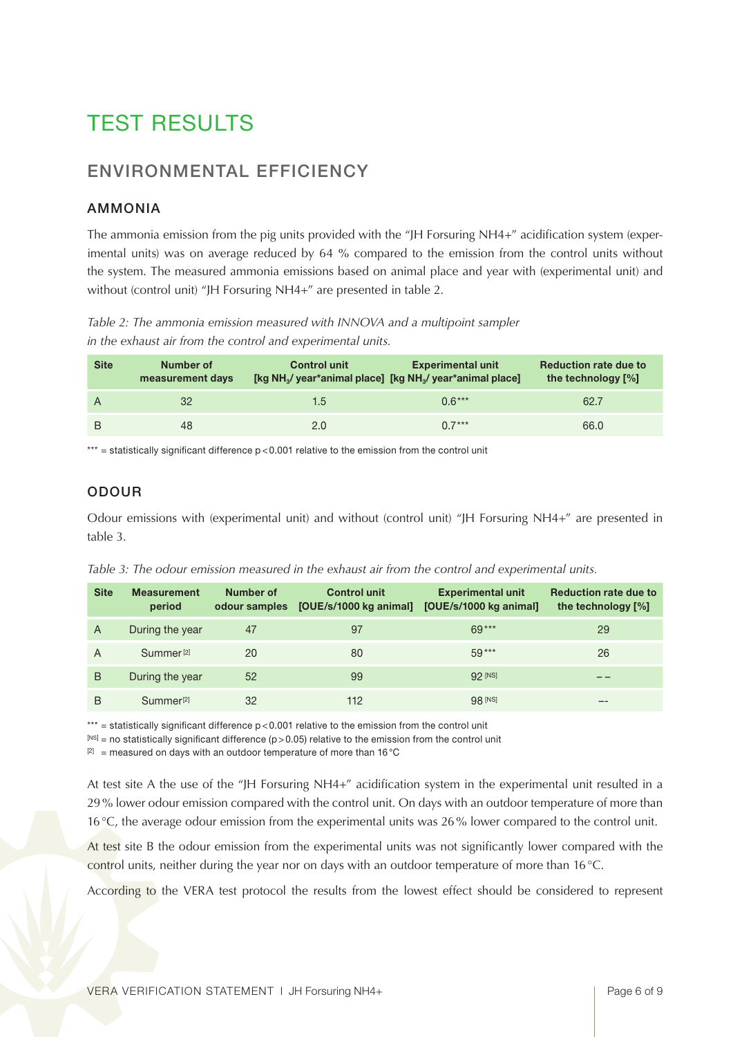# TEST RESULTS

## ENVIRONMENTAL EFFICIENCY

### AMMONIA

The ammonia emission from the pig units provided with the "JH Forsuring NH4+" acidification system (experimental units) was on average reduced by 64 % compared to the emission from the control units without the system. The measured ammonia emissions based on animal place and year with (experimental unit) and without (control unit) "JH Forsuring NH4+" are presented in table 2.

*Table 2: The ammonia emission measured with INNOVA and a multipoint sampler in the exhaust air from the control and experimental units.*

| Site | Number of measurement days | Control unit [kg $NH_3$/ year*animal place] | Experimental unit [kg $NH_3$/ year*animal place] | Reduction rate due to the technology [%] |
|---|---|---|---|---|
| A | 32 | 1.5 | 0.6*** | 62.7 |
| B | 48 | 2.0 | 0.7*** | 66.0 |

*** = statistically significant difference $p < 0.001$ relative to the emission from the control unit

### ODOUR

Odour emissions with (experimental unit) and without (control unit) "JH Forsuring NH4+" are presented in table 3.

*Table 3: The odour emission measured in the exhaust air from the control and experimental units.*

| Site | Measurement period | Number of odour samples | Control unit [OUE/s/1000 kg animal] | Experimental unit [OUE/s/1000 kg animal] | Reduction rate due to the technology [%] |
|---|---|---|---|---|---|
| A | During the year | 47 | 97 | 69*** | 29 |
| A | Summer[2] | 20 | 80 | 59*** | 26 |
| B | During the year | 52 | 99 | 92 [NS] | -- |
| B | Summer[2] | 32 | 112 | 98 [NS] | -- |

*** = statistically significant difference $p < 0.001$ relative to the emission from the control unit
[NS] = no statistically significant difference ($p > 0.05$) relative to the emission from the control unit
[2] = measured on days with an outdoor temperature of more than 16 °C

At test site A the use of the "JH Forsuring NH4+" acidification system in the experimental unit resulted in a 29 % lower odour emission compared with the control unit. On days with an outdoor temperature of more than 16 °C, the average odour emission from the experimental units was 26 % lower compared to the control unit.

At test site B the odour emission from the experimental units was not significantly lower compared with the control units, neither during the year nor on days with an outdoor temperature of more than 16 °C.

According to the VERA test protocol the results from the lowest effect should be considered to represent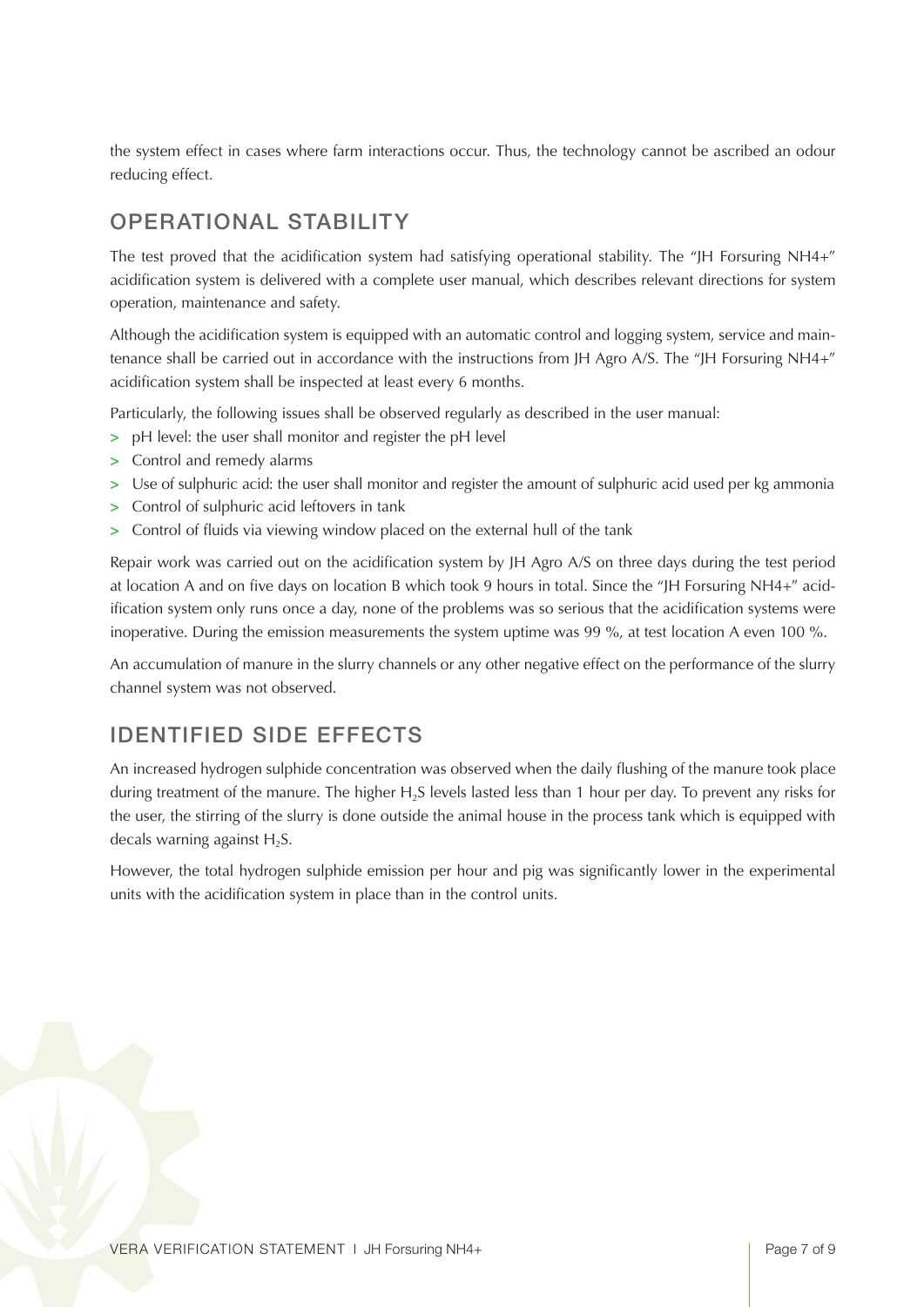the system effect in cases where farm interactions occur. Thus, the technology cannot be ascribed an odour reducing effect.

## OPERATIONAL STABILITY

The test proved that the acidification system had satisfying operational stability. The "JH Forsuring NH4+" acidification system is delivered with a complete user manual, which describes relevant directions for system operation, maintenance and safety.

Although the acidification system is equipped with an automatic control and logging system, service and maintenance shall be carried out in accordance with the instructions from JH Agro A/S. The "JH Forsuring NH4+" acidification system shall be inspected at least every 6 months.

Particularly, the following issues shall be observed regularly as described in the user manual:

- pH level: the user shall monitor and register the pH level
- Control and remedy alarms
- Use of sulphuric acid: the user shall monitor and register the amount of sulphuric acid used per kg ammonia
- Control of sulphuric acid leftovers in tank
- Control of fluids via viewing window placed on the external hull of the tank

Repair work was carried out on the acidification system by JH Agro A/S on three days during the test period at location A and on five days on location B which took 9 hours in total. Since the "JH Forsuring NH4+" acidification system only runs once a day, none of the problems was so serious that the acidification systems were inoperative. During the emission measurements the system uptime was 99 %, at test location A even 100 %.

An accumulation of manure in the slurry channels or any other negative effect on the performance of the slurry channel system was not observed.

## IDENTIFIED SIDE EFFECTS

An increased hydrogen sulphide concentration was observed when the daily flushing of the manure took place during treatment of the manure. The higher $H_2S$ levels lasted less than 1 hour per day. To prevent any risks for the user, the stirring of the slurry is done outside the animal house in the process tank which is equipped with decals warning against $H_2S$.

However, the total hydrogen sulphide emission per hour and pig was significantly lower in the experimental units with the acidification system in place than in the control units.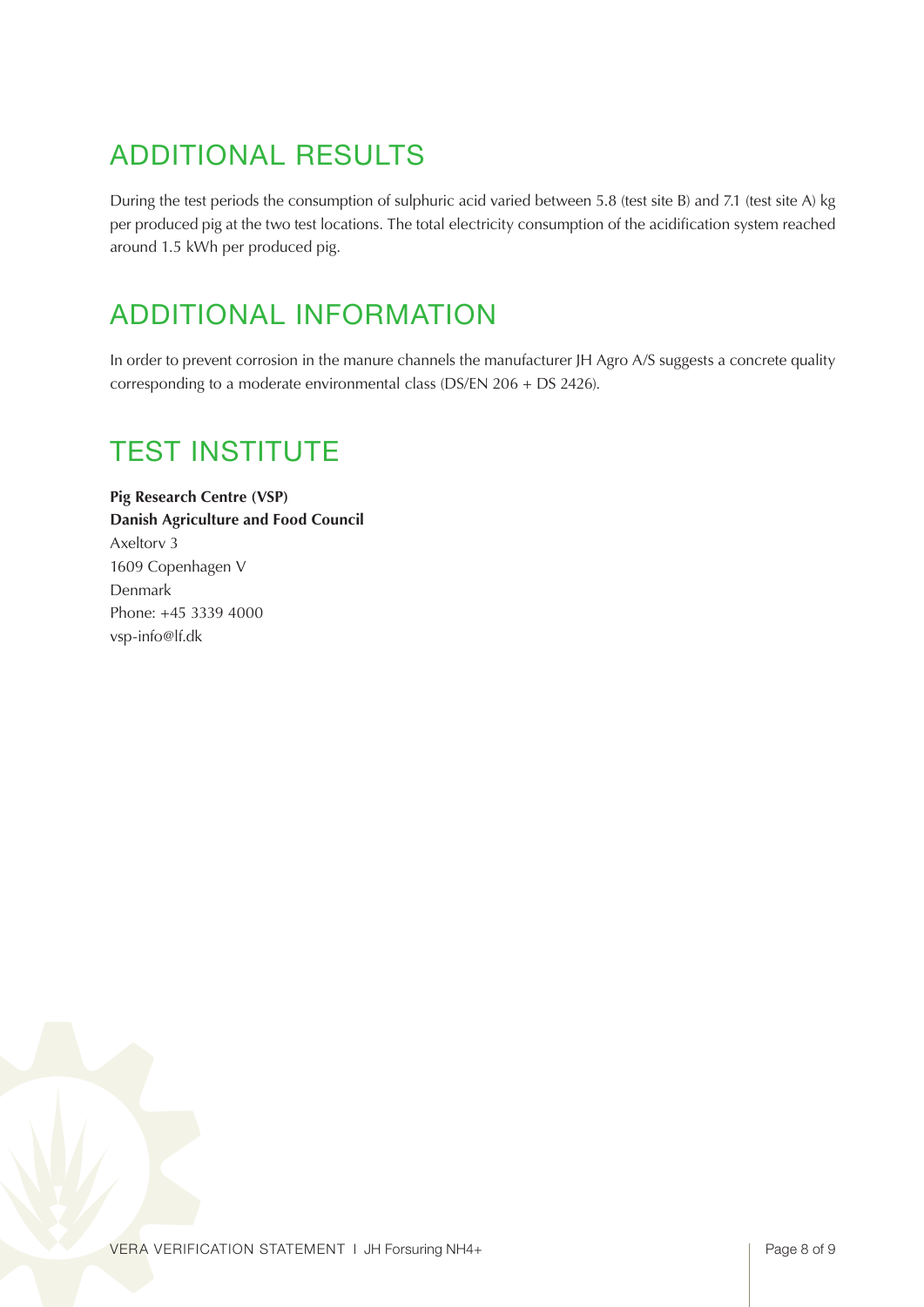## ADDITIONAL RESULTS

During the test periods the consumption of sulphuric acid varied between 5.8 (test site B) and 7.1 (test site A) kg per produced pig at the two test locations. The total electricity consumption of the acidification system reached around 1.5 kWh per produced pig.

## ADDITIONAL INFORMATION

In order to prevent corrosion in the manure channels the manufacturer JH Agro A/S suggests a concrete quality corresponding to a moderate environmental class (DS/EN 206 + DS 2426).

## TEST INSTITUTE

**Pig Research Centre (VSP)**
**Danish Agriculture and Food Council**
Axeltorv 3
1609 Copenhagen V
Denmark
Phone: +45 3339 4000
vsp-info@lf.dk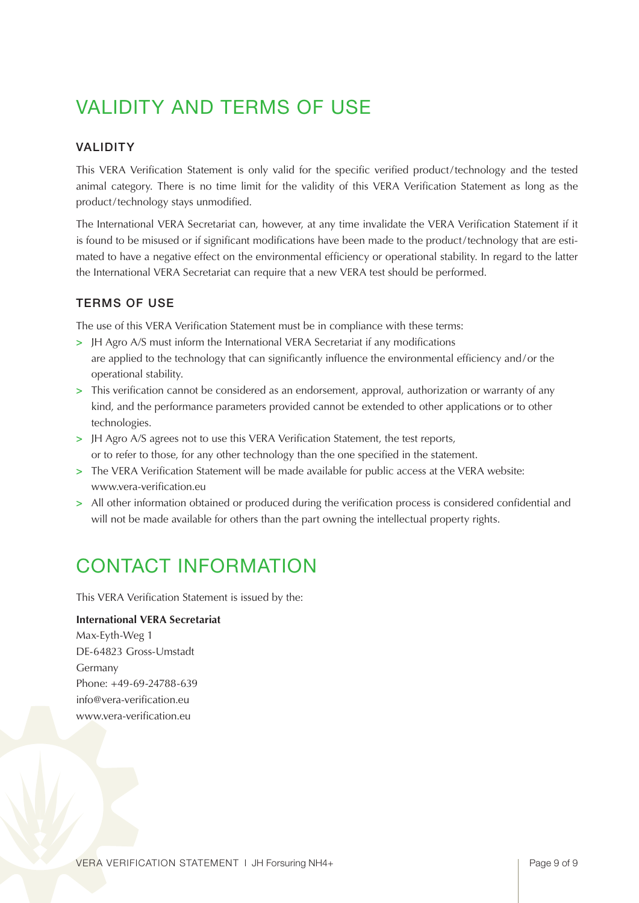# VALIDITY AND TERMS OF USE

## VALIDITY

This VERA Verification Statement is only valid for the specific verified product/technology and the tested animal category. There is no time limit for the validity of this VERA Verification Statement as long as the product/technology stays unmodified.

The International VERA Secretariat can, however, at any time invalidate the VERA Verification Statement if it is found to be misused or if significant modifications have been made to the product/technology that are estimated to have a negative effect on the environmental efficiency or operational stability. In regard to the latter the International VERA Secretariat can require that a new VERA test should be performed.

## TERMS OF USE

The use of this VERA Verification Statement must be in compliance with these terms:

- JH Agro A/S must inform the International VERA Secretariat if any modifications are applied to the technology that can significantly influence the environmental efficiency and/or the operational stability.
- This verification cannot be considered as an endorsement, approval, authorization or warranty of any kind, and the performance parameters provided cannot be extended to other applications or to other technologies.
- JH Agro A/S agrees not to use this VERA Verification Statement, the test reports, or to refer to those, for any other technology than the one specified in the statement.
- The VERA Verification Statement will be made available for public access at the VERA website: www.vera-verification.eu
- All other information obtained or produced during the verification process is considered confidential and will not be made available for others than the part owning the intellectual property rights.

# CONTACT INFORMATION

This VERA Verification Statement is issued by the:

**International VERA Secretariat**
Max-Eyth-Weg 1
DE-64823 Gross-Umstadt
Germany
Phone: +49-69-24788-639
info@vera-verification.eu
www.vera-verification.eu